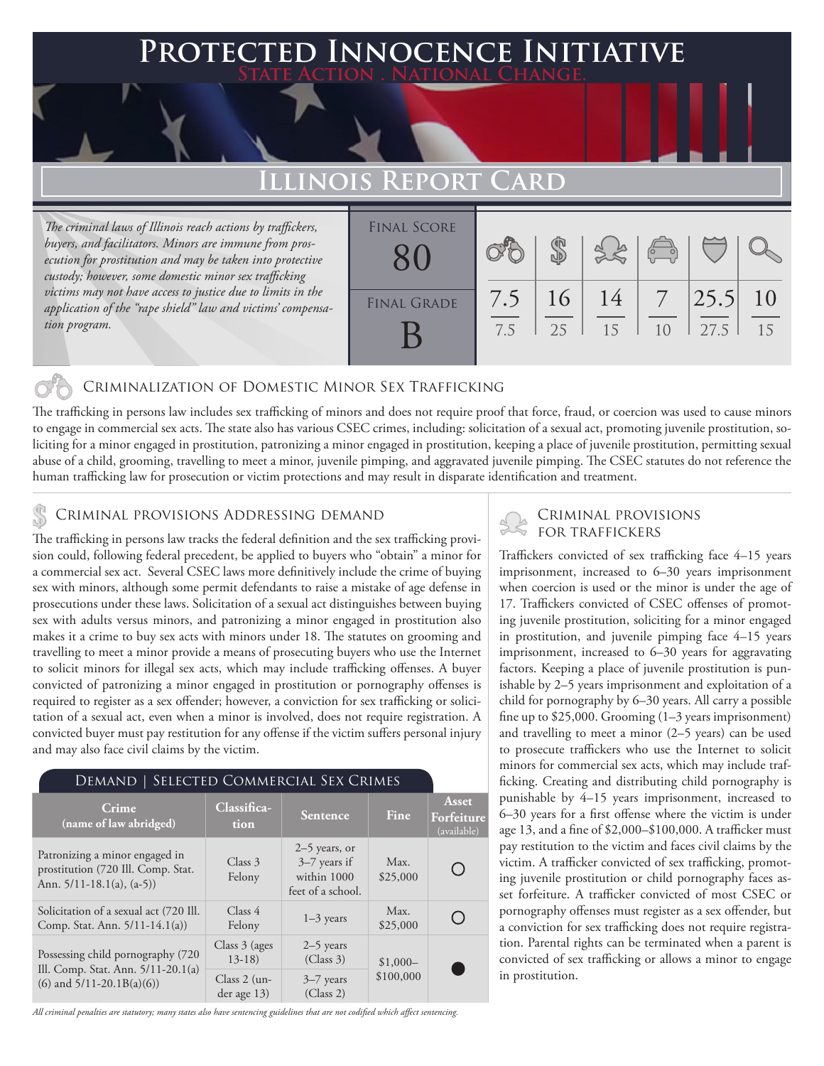# Protected Innocence Initiative

State Action . National Change.

## Illinois Report Card

*The criminal laws of Illinois reach actions by traffickers, buyers, and facilitators. Minors are immune from prosecution for prostitution and may be taken into protective custody; however, some domestic minor sex trafficking victims may not have access to justice due to limits in the application of the "rape shield" law and victims' compensation program.*

| Final Score | Final Grade |
|---|---|
| 80 | B |

| Criminalization of Domestic Minor Sex Trafficking | Criminal Provisions Addressing Demand | Criminal Provisions for Traffickers | Criminal Provisions for Facilitators | Protective Provisions for the Child Victims | Criminal Justice Tools for Investigation and Prosecution |
|---|---|---|---|---|---|
| 7.5 / 7.5 | 16 / 25 | 14 / 15 | 7 / 10 | 25.5 / 27.5 | 10 / 15 |

### Criminalization of Domestic Minor Sex Trafficking

The trafficking in persons law includes sex trafficking of minors and does not require proof that force, fraud, or coercion was used to cause minors to engage in commercial sex acts. The state also has various CSEC crimes, including: solicitation of a sexual act, promoting juvenile prostitution, soliciting for a minor engaged in prostitution, patronizing a minor engaged in prostitution, keeping a place of juvenile prostitution, permitting sexual abuse of a child, grooming, travelling to meet a minor, juvenile pimping, and aggravated juvenile pimping. The CSEC statutes do not reference the human trafficking law for prosecution or victim protections and may result in disparate identification and treatment.

### Criminal provisions Addressing demand

The trafficking in persons law tracks the federal definition and the sex trafficking provision could, following federal precedent, be applied to buyers who "obtain" a minor for a commercial sex act. Several CSEC laws more definitively include the crime of buying sex with minors, although some permit defendants to raise a mistake of age defense in prosecutions under these laws. Solicitation of a sexual act distinguishes between buying sex with adults versus minors, and patronizing a minor engaged in prostitution also makes it a crime to buy sex acts with minors under 18. The statutes on grooming and travelling to meet a minor provide a means of prosecuting buyers who use the Internet to solicit minors for illegal sex acts, which may include trafficking offenses. A buyer convicted of patronizing a minor engaged in prostitution or pornography offenses is required to register as a sex offender; however, a conviction for sex trafficking or solicitation of a sexual act, even when a minor is involved, does not require registration. A convicted buyer must pay restitution for any offense if the victim suffers personal injury and may also face civil claims by the victim.

**Demand | Selected Commercial Sex Crimes**

| Crime (name of law abridged) | Classification | Sentence | Fine | Asset Forfeiture (available) |
|---|---|---|---|---|
| Patronizing a minor engaged in prostitution (720 Ill. Comp. Stat. Ann. 5/11-18.1(a), (a-5)) | Class 3 Felony | 2–5 years, or 3–7 years if within 1000 feet of a school. | Max. $25,000 | ○ |
| Solicitation of a sexual act (720 Ill. Comp. Stat. Ann. 5/11-14.1(a)) | Class 4 Felony | 1–3 years | Max. $25,000 | ○ |
| Possessing child pornography (720 Ill. Comp. Stat. Ann. 5/11-20.1(a)(6) and 5/11-20.1B(a)(6)) | Class 3 (ages 13-18) | 2–5 years (Class 3) | $1,000–$100,000 | ● |
| | Class 2 (under age 13) | 3–7 years (Class 2) | | |

*All criminal penalties are statutory; many states also have sentencing guidelines that are not codified which affect sentencing.*

### Criminal provisions for traffickers

Traffickers convicted of sex trafficking face 4–15 years imprisonment, increased to 6–30 years imprisonment when coercion is used or the minor is under the age of 17. Traffickers convicted of CSEC offenses of promoting juvenile prostitution, soliciting for a minor engaged in prostitution, and juvenile pimping face 4–15 years imprisonment, increased to 6–30 years for aggravating factors. Keeping a place of juvenile prostitution is punishable by 2–5 years imprisonment and exploitation of a child for pornography by 6–30 years. All carry a possible fine up to $25,000. Grooming (1–3 years imprisonment) and travelling to meet a minor (2–5 years) can be used to prosecute traffickers who use the Internet to solicit minors for commercial sex acts, which may include trafficking. Creating and distributing child pornography is punishable by 4–15 years imprisonment, increased to 6–30 years for a first offense where the victim is under age 13, and a fine of $2,000–$100,000. A trafficker must pay restitution to the victim and faces civil claims by the victim. A trafficker convicted of sex trafficking, promoting juvenile prostitution or child pornography faces asset forfeiture. A trafficker convicted of most CSEC or pornography offenses must register as a sex offender, but a conviction for sex trafficking does not require registration. Parental rights can be terminated when a parent is convicted of sex trafficking or allows a minor to engage in prostitution.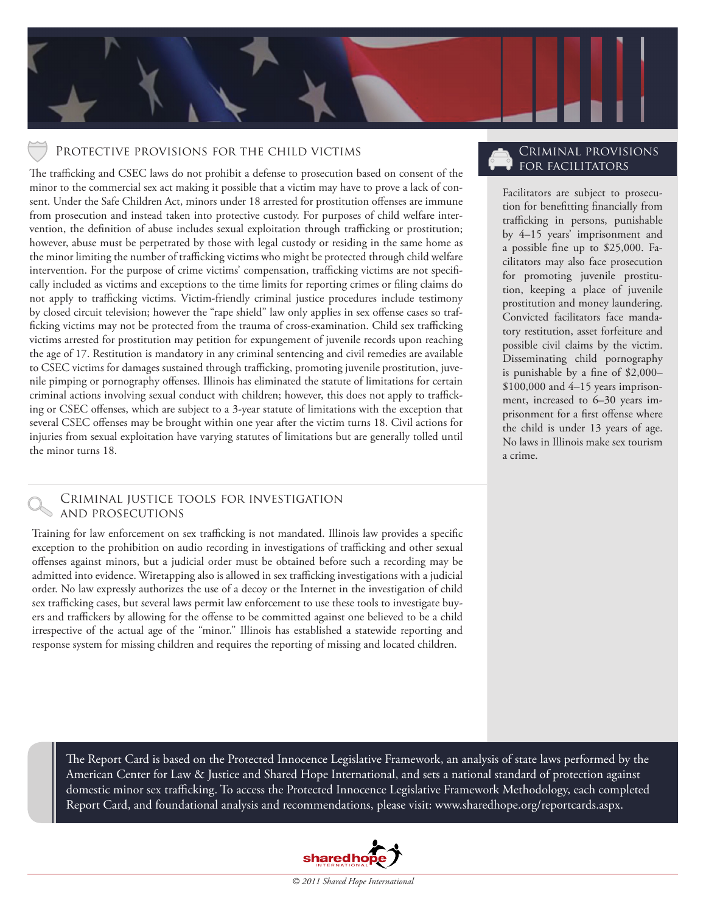## Protective provisions for the child victims

The trafficking and CSEC laws do not prohibit a defense to prosecution based on consent of the minor to the commercial sex act making it possible that a victim may have to prove a lack of consent. Under the Safe Children Act, minors under 18 arrested for prostitution offenses are immune from prosecution and instead taken into protective custody. For purposes of child welfare intervention, the definition of abuse includes sexual exploitation through trafficking or prostitution; however, abuse must be perpetrated by those with legal custody or residing in the same home as the minor limiting the number of trafficking victims who might be protected through child welfare intervention. For the purpose of crime victims' compensation, trafficking victims are not specifically included as victims and exceptions to the time limits for reporting crimes or filing claims do not apply to trafficking victims. Victim-friendly criminal justice procedures include testimony by closed circuit television; however the "rape shield" law only applies in sex offense cases so trafficking victims may not be protected from the trauma of cross-examination. Child sex trafficking victims arrested for prostitution may petition for expungement of juvenile records upon reaching the age of 17. Restitution is mandatory in any criminal sentencing and civil remedies are available to CSEC victims for damages sustained through trafficking, promoting juvenile prostitution, juvenile pimping or pornography offenses. Illinois has eliminated the statute of limitations for certain criminal actions involving sexual conduct with children; however, this does not apply to trafficking or CSEC offenses, which are subject to a 3-year statute of limitations with the exception that several CSEC offenses may be brought within one year after the victim turns 18. Civil actions for injuries from sexual exploitation have varying statutes of limitations but are generally tolled until the minor turns 18.

## Criminal justice tools for investigation and prosecutions

Training for law enforcement on sex trafficking is not mandated. Illinois law provides a specific exception to the prohibition on audio recording in investigations of trafficking and other sexual offenses against minors, but a judicial order must be obtained before such a recording may be admitted into evidence. Wiretapping also is allowed in sex trafficking investigations with a judicial order. No law expressly authorizes the use of a decoy or the Internet in the investigation of child sex trafficking cases, but several laws permit law enforcement to use these tools to investigate buyers and traffickers by allowing for the offense to be committed against one believed to be a child irrespective of the actual age of the "minor." Illinois has established a statewide reporting and response system for missing children and requires the reporting of missing and located children.

## Criminal provisions for facilitators

Facilitators are subject to prosecution for benefitting financially from trafficking in persons, punishable by 4–15 years' imprisonment and a possible fine up to $25,000. Facilitators may also face prosecution for promoting juvenile prostitution, keeping a place of juvenile prostitution and money laundering. Convicted facilitators face mandatory restitution, asset forfeiture and possible civil claims by the victim. Disseminating child pornography is punishable by a fine of $2,000–$100,000 and 4–15 years imprisonment, increased to 6–30 years imprisonment for a first offense where the child is under 13 years of age. No laws in Illinois make sex tourism a crime.

The Report Card is based on the Protected Innocence Legislative Framework, an analysis of state laws performed by the American Center for Law & Justice and Shared Hope International, and sets a national standard of protection against domestic minor sex trafficking. To access the Protected Innocence Legislative Framework Methodology, each completed Report Card, and foundational analysis and recommendations, please visit: www.sharedhope.org/reportcards.aspx.

sharedhope INTERNATIONAL

*© 2011 Shared Hope International*